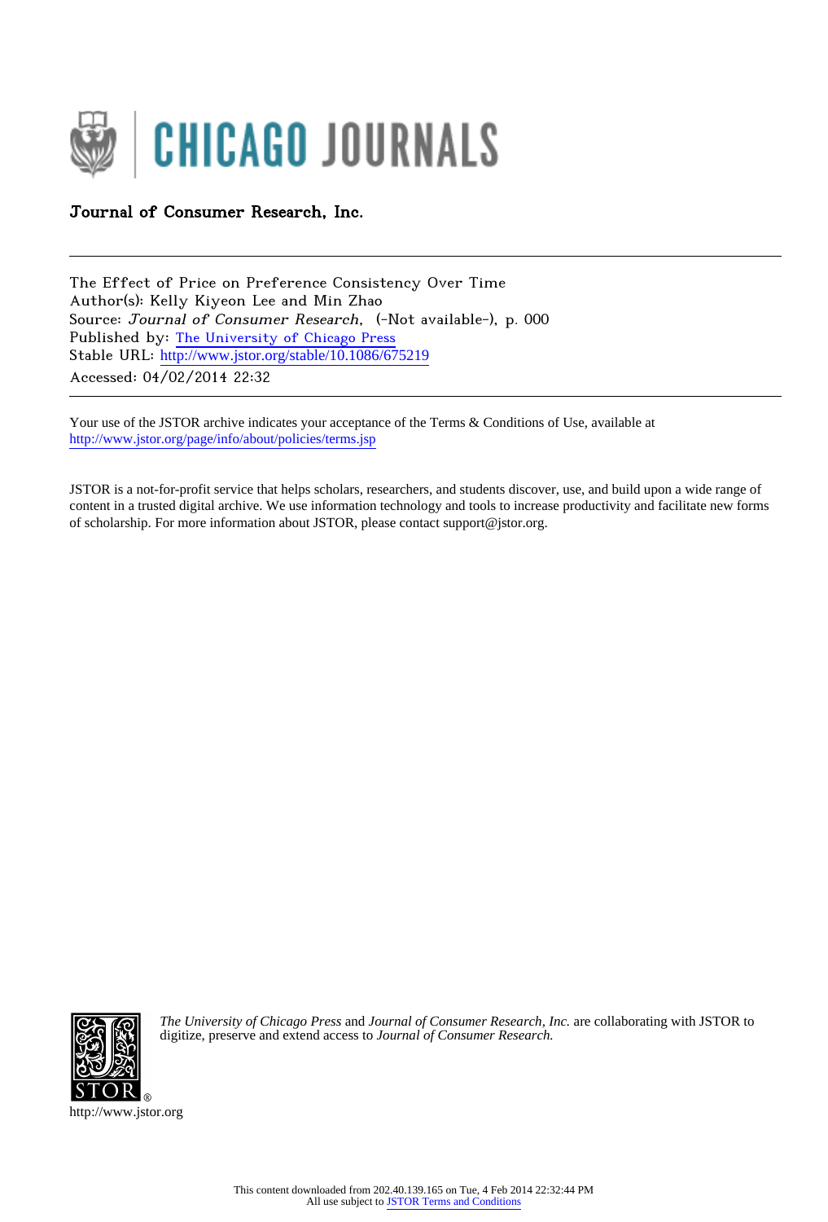Journal of Consumer Research, Inc.

The Effect of Price on Preference Consistency Over Time
Author(s): Kelly Kiyeon Lee and Min Zhao
Source: *Journal of Consumer Research*, (-Not available-), p. 000
Published by: The University of Chicago Press
Stable URL: http://www.jstor.org/stable/10.1086/675219
Accessed: 04/02/2014 22:32

Your use of the JSTOR archive indicates your acceptance of the Terms & Conditions of Use, available at http://www.jstor.org/page/info/about/policies/terms.jsp

JSTOR is a not-for-profit service that helps scholars, researchers, and students discover, use, and build upon a wide range of content in a trusted digital archive. We use information technology and tools to increase productivity and facilitate new forms of scholarship. For more information about JSTOR, please contact support@jstor.org.

*The University of Chicago Press* and *Journal of Consumer Research, Inc.* are collaborating with JSTOR to digitize, preserve and extend access to *Journal of Consumer Research.*

http://www.jstor.org

This content downloaded from 202.40.139.165 on Tue, 4 Feb 2014 22:32:44 PM
All use subject to JSTOR Terms and Conditions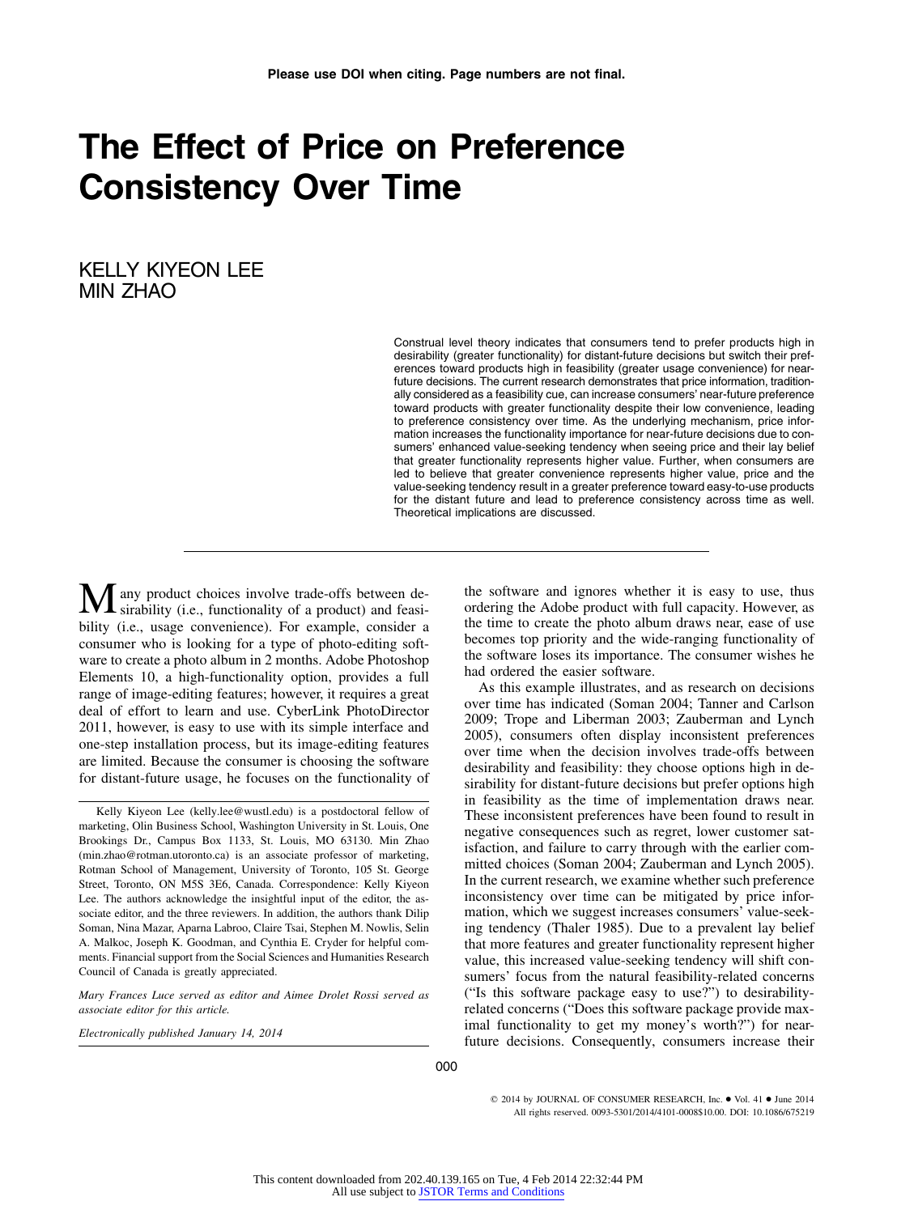# The Effect of Price on Preference Consistency Over Time

KELLY KIYEON LEE
MIN ZHAO

Construal level theory indicates that consumers tend to prefer products high in desirability (greater functionality) for distant-future decisions but switch their preferences toward products high in feasibility (greater usage convenience) for near-future decisions. The current research demonstrates that price information, traditionally considered as a feasibility cue, can increase consumers' near-future preference toward products with greater functionality despite their low convenience, leading to preference consistency over time. As the underlying mechanism, price information increases the functionality importance for near-future decisions due to consumers' enhanced value-seeking tendency when seeing price and their lay belief that greater functionality represents higher value. Further, when consumers are led to believe that greater convenience represents higher value, price and the value-seeking tendency result in a greater preference toward easy-to-use products for the distant future and lead to preference consistency across time as well. Theoretical implications are discussed.

Many product choices involve trade-offs between desirability (i.e., functionality of a product) and feasibility (i.e., usage convenience). For example, consider a consumer who is looking for a type of photo-editing software to create a photo album in 2 months. Adobe Photoshop Elements 10, a high-functionality option, provides a full range of image-editing features; however, it requires a great deal of effort to learn and use. CyberLink PhotoDirector 2011, however, is easy to use with its simple interface and one-step installation process, but its image-editing features are limited. Because the consumer is choosing the software for distant-future usage, he focuses on the functionality of the software and ignores whether it is easy to use, thus ordering the Adobe product with full capacity. However, as the time to create the photo album draws near, ease of use becomes top priority and the wide-ranging functionality of the software loses its importance. The consumer wishes he had ordered the easier software.

As this example illustrates, and as research on decisions over time has indicated (Soman 2004; Tanner and Carlson 2009; Trope and Liberman 2003; Zauberman and Lynch 2005), consumers often display inconsistent preferences over time when the decision involves trade-offs between desirability and feasibility: they choose options high in desirability for distant-future decisions but prefer options high in feasibility as the time of implementation draws near. These inconsistent preferences have been found to result in negative consequences such as regret, lower customer satisfaction, and failure to carry through with the earlier committed choices (Soman 2004; Zauberman and Lynch 2005). In the current research, we examine whether such preference inconsistency over time can be mitigated by price information, which we suggest increases consumers' value-seeking tendency (Thaler 1985). Due to a prevalent lay belief that more features and greater functionality represent higher value, this increased value-seeking tendency will shift consumers' focus from the natural feasibility-related concerns ("Is this software package easy to use?") to desirability-related concerns ("Does this software package provide maximal functionality to get my money's worth?") for near-future decisions. Consequently, consumers increase their

Kelly Kiyeon Lee (kelly.lee@wustl.edu) is a postdoctoral fellow of marketing, Olin Business School, Washington University in St. Louis, One Brookings Dr., Campus Box 1133, St. Louis, MO 63130. Min Zhao (min.zhao@rotman.utoronto.ca) is an associate professor of marketing, Rotman School of Management, University of Toronto, 105 St. George Street, Toronto, ON M5S 3E6, Canada. Correspondence: Kelly Kiyeon Lee. The authors acknowledge the insightful input of the editor, the associate editor, and the three reviewers. In addition, the authors thank Dilip Soman, Nina Mazar, Aparna Labroo, Claire Tsai, Stephen M. Nowlis, Selin A. Malkoc, Joseph K. Goodman, and Cynthia E. Cryder for helpful comments. Financial support from the Social Sciences and Humanities Research Council of Canada is greatly appreciated.

*Mary Frances Luce served as editor and Aimee Drolet Rossi served as associate editor for this article.*

*Electronically published January 14, 2014*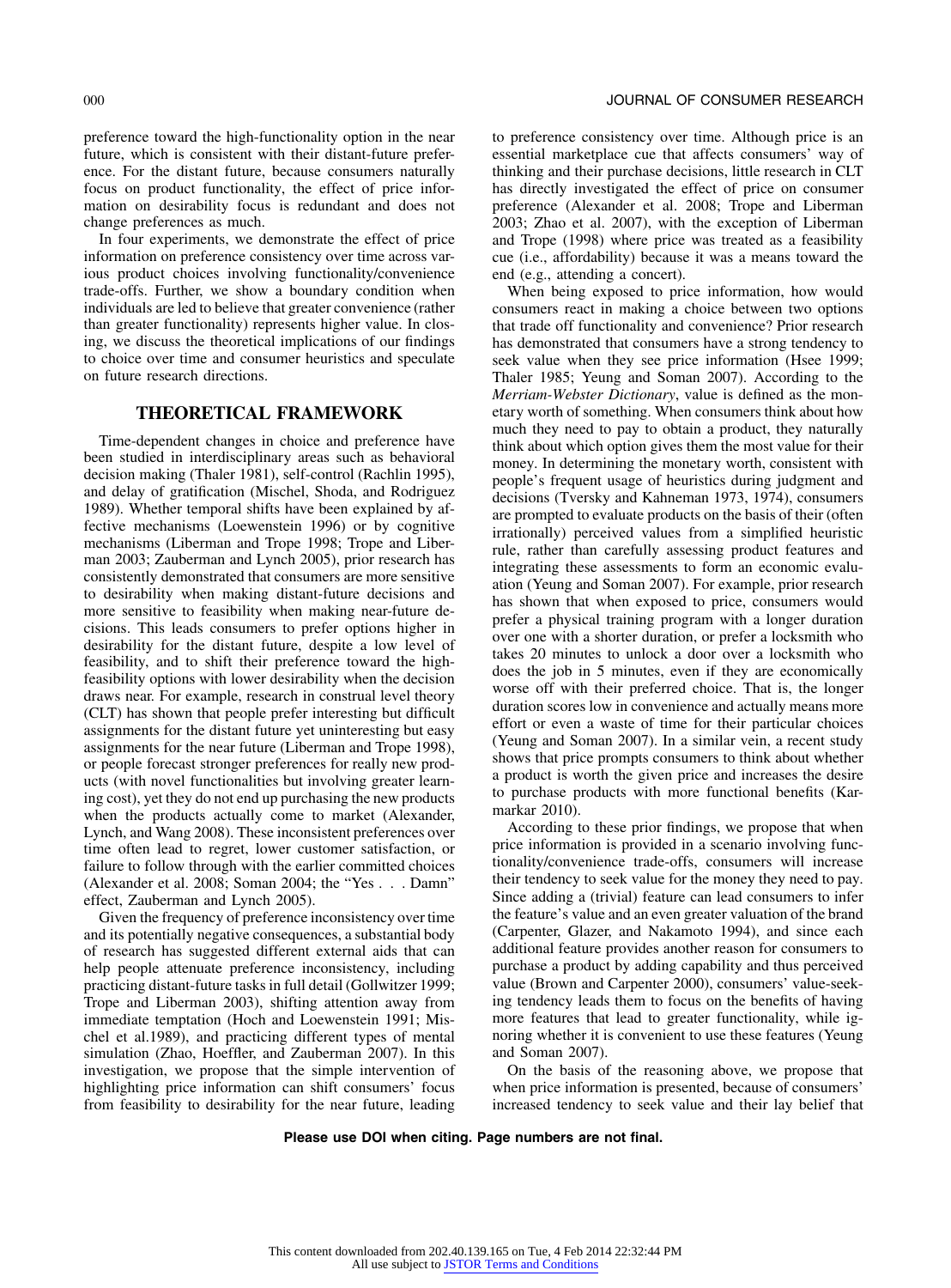preference toward the high-functionality option in the near future, which is consistent with their distant-future preference. For the distant future, because consumers naturally focus on product functionality, the effect of price information on desirability focus is redundant and does not change preferences as much.

In four experiments, we demonstrate the effect of price information on preference consistency over time across various product choices involving functionality/convenience trade-offs. Further, we show a boundary condition when individuals are led to believe that greater convenience (rather than greater functionality) represents higher value. In closing, we discuss the theoretical implications of our findings to choice over time and consumer heuristics and speculate on future research directions.

## THEORETICAL FRAMEWORK

Time-dependent changes in choice and preference have been studied in interdisciplinary areas such as behavioral decision making (Thaler 1981), self-control (Rachlin 1995), and delay of gratification (Mischel, Shoda, and Rodriguez 1989). Whether temporal shifts have been explained by affective mechanisms (Loewenstein 1996) or by cognitive mechanisms (Liberman and Trope 1998; Trope and Liberman 2003; Zauberman and Lynch 2005), prior research has consistently demonstrated that consumers are more sensitive to desirability when making distant-future decisions and more sensitive to feasibility when making near-future decisions. This leads consumers to prefer options higher in desirability for the distant future, despite a low level of feasibility, and to shift their preference toward the high-feasibility options with lower desirability when the decision draws near. For example, research in construal level theory (CLT) has shown that people prefer interesting but difficult assignments for the distant future yet uninteresting but easy assignments for the near future (Liberman and Trope 1998), or people forecast stronger preferences for really new products (with novel functionalities but involving greater learning cost), yet they do not end up purchasing the new products when the products actually come to market (Alexander, Lynch, and Wang 2008). These inconsistent preferences over time often lead to regret, lower customer satisfaction, or failure to follow through with the earlier committed choices (Alexander et al. 2008; Soman 2004; the "Yes . . . Damn" effect, Zauberman and Lynch 2005).

Given the frequency of preference inconsistency over time and its potentially negative consequences, a substantial body of research has suggested different external aids that can help people attenuate preference inconsistency, including practicing distant-future tasks in full detail (Gollwitzer 1999; Trope and Liberman 2003), shifting attention away from immediate temptation (Hoch and Loewenstein 1991; Mischel et al.1989), and practicing different types of mental simulation (Zhao, Hoeffler, and Zauberman 2007). In this investigation, we propose that the simple intervention of highlighting price information can shift consumers' focus from feasibility to desirability for the near future, leading to preference consistency over time. Although price is an essential marketplace cue that affects consumers' way of thinking and their purchase decisions, little research in CLT has directly investigated the effect of price on consumer preference (Alexander et al. 2008; Trope and Liberman 2003; Zhao et al. 2007), with the exception of Liberman and Trope (1998) where price was treated as a feasibility cue (i.e., affordability) because it was a means toward the end (e.g., attending a concert).

When being exposed to price information, how would consumers react in making a choice between two options that trade off functionality and convenience? Prior research has demonstrated that consumers have a strong tendency to seek value when they see price information (Hsee 1999; Thaler 1985; Yeung and Soman 2007). According to the *Merriam-Webster Dictionary*, value is defined as the monetary worth of something. When consumers think about how much they need to pay to obtain a product, they naturally think about which option gives them the most value for their money. In determining the monetary worth, consistent with people's frequent usage of heuristics during judgment and decisions (Tversky and Kahneman 1973, 1974), consumers are prompted to evaluate products on the basis of their (often irrationally) perceived values from a simplified heuristic rule, rather than carefully assessing product features and integrating these assessments to form an economic evaluation (Yeung and Soman 2007). For example, prior research has shown that when exposed to price, consumers would prefer a physical training program with a longer duration over one with a shorter duration, or prefer a locksmith who takes 20 minutes to unlock a door over a locksmith who does the job in 5 minutes, even if they are economically worse off with their preferred choice. That is, the longer duration scores low in convenience and actually means more effort or even a waste of time for their particular choices (Yeung and Soman 2007). In a similar vein, a recent study shows that price prompts consumers to think about whether a product is worth the given price and increases the desire to purchase products with more functional benefits (Karmarkar 2010).

According to these prior findings, we propose that when price information is provided in a scenario involving functionality/convenience trade-offs, consumers will increase their tendency to seek value for the money they need to pay. Since adding a (trivial) feature can lead consumers to infer the feature's value and an even greater valuation of the brand (Carpenter, Glazer, and Nakamoto 1994), and since each additional feature provides another reason for consumers to purchase a product by adding capability and thus perceived value (Brown and Carpenter 2000), consumers' value-seeking tendency leads them to focus on the benefits of having more features that lead to greater functionality, while ignoring whether it is convenient to use these features (Yeung and Soman 2007).

On the basis of the reasoning above, we propose that when price information is presented, because of consumers' increased tendency to seek value and their lay belief that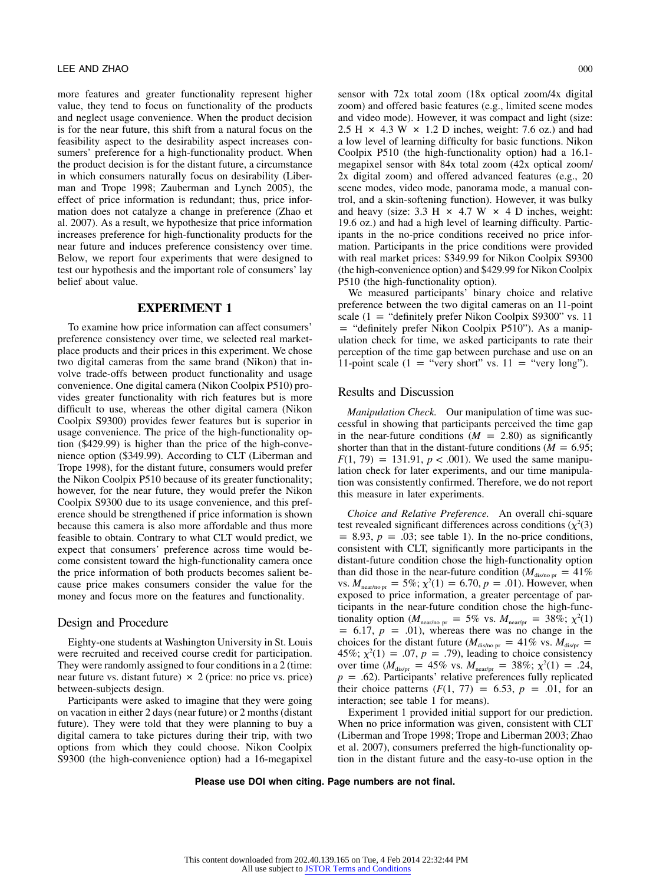more features and greater functionality represent higher value, they tend to focus on functionality of the products and neglect usage convenience. When the product decision is for the near future, this shift from a natural focus on the feasibility aspect to the desirability aspect increases consumers' preference for a high-functionality product. When the product decision is for the distant future, a circumstance in which consumers naturally focus on desirability (Liberman and Trope 1998; Zauberman and Lynch 2005), the effect of price information is redundant; thus, price information does not catalyze a change in preference (Zhao et al. 2007). As a result, we hypothesize that price information increases preference for high-functionality products for the near future and induces preference consistency over time. Below, we report four experiments that were designed to test our hypothesis and the important role of consumers' lay belief about value.

## EXPERIMENT 1

To examine how price information can affect consumers' preference consistency over time, we selected real marketplace products and their prices in this experiment. We chose two digital cameras from the same brand (Nikon) that involve trade-offs between product functionality and usage convenience. One digital camera (Nikon Coolpix P510) provides greater functionality with rich features but is more difficult to use, whereas the other digital camera (Nikon Coolpix S9300) provides fewer features but is superior in usage convenience. The price of the high-functionality option ($429.99) is higher than the price of the high-convenience option ($349.99). According to CLT (Liberman and Trope 1998), for the distant future, consumers would prefer the Nikon Coolpix P510 because of its greater functionality; however, for the near future, they would prefer the Nikon Coolpix S9300 due to its usage convenience, and this preference should be strengthened if price information is shown because this camera is also more affordable and thus more feasible to obtain. Contrary to what CLT would predict, we expect that consumers' preference across time would become consistent toward the high-functionality camera once the price information of both products becomes salient because price makes consumers consider the value for the money and focus more on the features and functionality.

### Design and Procedure

Eighty-one students at Washington University in St. Louis were recruited and received course credit for participation. They were randomly assigned to four conditions in a 2 (time: near future vs. distant future) × 2 (price: no price vs. price) between-subjects design.

Participants were asked to imagine that they were going on vacation in either 2 days (near future) or 2 months (distant future). They were told that they were planning to buy a digital camera to take pictures during their trip, with two options from which they could choose. Nikon Coolpix S9300 (the high-convenience option) had a 16-megapixel sensor with 72x total zoom (18x optical zoom/4x digital zoom) and offered basic features (e.g., limited scene modes and video mode). However, it was compact and light (size: 2.5 H × 4.3 W × 1.2 D inches, weight: 7.6 oz.) and had a low level of learning difficulty for basic functions. Nikon Coolpix P510 (the high-functionality option) had a 16.1-megapixel sensor with 84x total zoom (42x optical zoom/2x digital zoom) and offered advanced features (e.g., 20 scene modes, video mode, panorama mode, a manual control, and a skin-softening function). However, it was bulky and heavy (size: 3.3 H × 4.7 W × 4 D inches, weight: 19.6 oz.) and had a high level of learning difficulty. Participants in the no-price conditions received no price information. Participants in the price conditions were provided with real market prices: $349.99 for Nikon Coolpix S9300 (the high-convenience option) and $429.99 for Nikon Coolpix P510 (the high-functionality option).

We measured participants' binary choice and relative preference between the two digital cameras on an 11-point scale (1 = "definitely prefer Nikon Coolpix S9300" vs. 11 = "definitely prefer Nikon Coolpix P510"). As a manipulation check for time, we asked participants to rate their perception of the time gap between purchase and use on an 11-point scale (1 = "very short" vs. 11 = "very long").

### Results and Discussion

*Manipulation Check.* Our manipulation of time was successful in showing that participants perceived the time gap in the near-future conditions ($M$ = 2.80) as significantly shorter than that in the distant-future conditions ($M$ = 6.95; $F(1, 79) = 131.91$, $p < .001$). We used the same manipulation check for later experiments, and our time manipulation was consistently confirmed. Therefore, we do not report this measure in later experiments.

*Choice and Relative Preference.* An overall chi-square test revealed significant differences across conditions ($\chi^2(3) = 8.93$, $p = .03$; see table 1). In the no-price conditions, consistent with CLT, significantly more participants in the distant-future condition chose the high-functionality option than did those in the near-future condition ($M_{\text{dis/no pr}} = 41\%$ vs. $M_{\text{near/no pr}} = 5\%$; $\chi^2(1) = 6.70$, $p = .01$). However, when exposed to price information, a greater percentage of participants in the near-future condition chose the high-functionality option ($M_{\text{near/no pr}} = 5\%$ vs. $M_{\text{near/pr}} = 38\%$; $\chi^2(1) = 6.17$, $p = .01$), whereas there was no change in the choices for the distant future ($M_{\text{dis/no pr}} = 41\%$ vs. $M_{\text{dis/pr}} = 45\%$; $\chi^2(1) = .07$, $p = .79$), leading to choice consistency over time ($M_{\text{dis/pr}} = 45\%$ vs. $M_{\text{near/pr}} = 38\%$; $\chi^2(1) = .24$, $p = .62$). Participants' relative preferences fully replicated their choice patterns ($F(1, 77) = 6.53$, $p = .01$, for an interaction; see table 1 for means).

Experiment 1 provided initial support for our prediction. When no price information was given, consistent with CLT (Liberman and Trope 1998; Trope and Liberman 2003; Zhao et al. 2007), consumers preferred the high-functionality option in the distant future and the easy-to-use option in the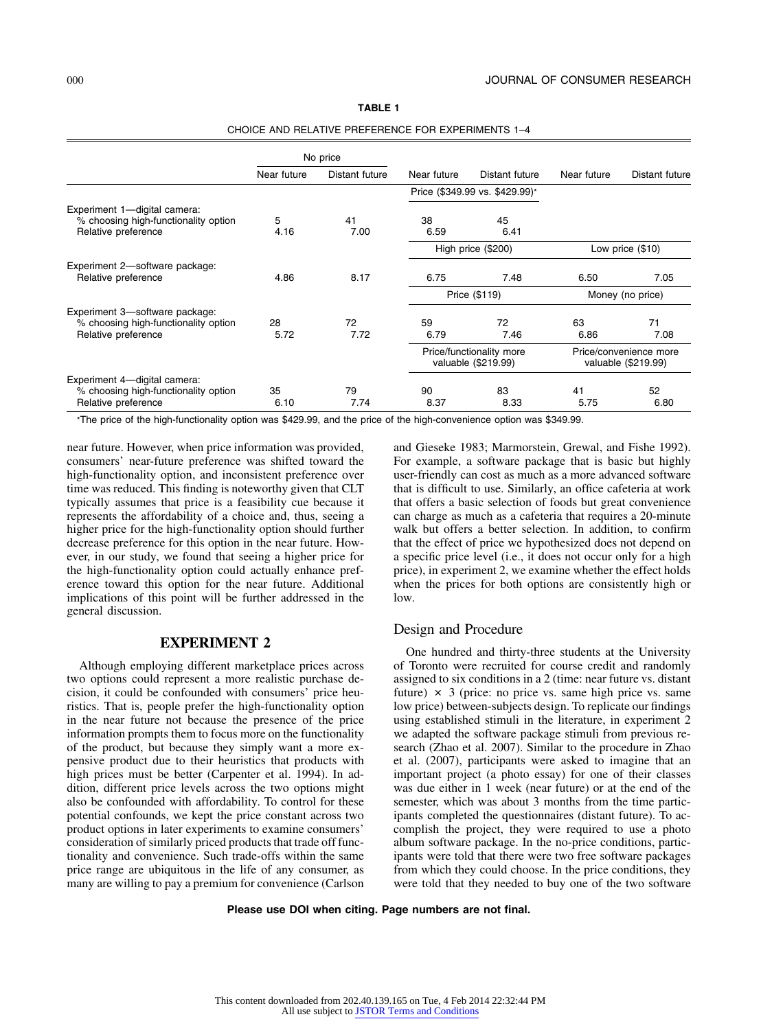**TABLE 1**

CHOICE AND RELATIVE PREFERENCE FOR EXPERIMENTS 1–4

| | No price | | | | | |
|---|---|---|---|---|---|---|
| | Near future | Distant future | Near future | Distant future | Near future | Distant future |
| | | | Price ($349.99 vs. $429.99)* | | | |
| Experiment 1—digital camera: | | | | | | |
| % choosing high-functionality option | 5 | 41 | 38 | 45 | | |
| Relative preference | 4.16 | 7.00 | 6.59 | 6.41 | | |
| | | | High price ($200) | | Low price ($10) | |
| Experiment 2—software package: | | | | | | |
| Relative preference | 4.86 | 8.17 | 6.75 | 7.48 | 6.50 | 7.05 |
| | | | Price ($119) | | Money (no price) | |
| Experiment 3—software package: | | | | | | |
| % choosing high-functionality option | 28 | 72 | 59 | 72 | 63 | 71 |
| Relative preference | 5.72 | 7.72 | 6.79 | 7.46 | 6.86 | 7.08 |
| | | | Price/functionality more valuable ($219.99) | | Price/convenience more valuable ($219.99) | |
| Experiment 4—digital camera: | | | | | | |
| % choosing high-functionality option | 35 | 79 | 90 | 83 | 41 | 52 |
| Relative preference | 6.10 | 7.74 | 8.37 | 8.33 | 5.75 | 6.80 |

*The price of the high-functionality option was $429.99, and the price of the high-convenience option was $349.99.

near future. However, when price information was provided, consumers' near-future preference was shifted toward the high-functionality option, and inconsistent preference over time was reduced. This finding is noteworthy given that CLT typically assumes that price is a feasibility cue because it represents the affordability of a choice and, thus, seeing a higher price for the high-functionality option should further decrease preference for this option in the near future. However, in our study, we found that seeing a higher price for the high-functionality option could actually enhance preference toward this option for the near future. Additional implications of this point will be further addressed in the general discussion.

## EXPERIMENT 2

Although employing different marketplace prices across two options could represent a more realistic purchase decision, it could be confounded with consumers' price heuristics. That is, people prefer the high-functionality option in the near future not because the presence of the price information prompts them to focus more on the functionality of the product, but because they simply want a more expensive product due to their heuristics that products with high prices must be better (Carpenter et al. 1994). In addition, different price levels across the two options might also be confounded with affordability. To control for these potential confounds, we kept the price constant across two product options in later experiments to examine consumers' consideration of similarly priced products that trade off functionality and convenience. Such trade-offs within the same price range are ubiquitous in the life of any consumer, as many are willing to pay a premium for convenience (Carlson and Gieseke 1983; Marmorstein, Grewal, and Fishe 1992). For example, a software package that is basic but highly user-friendly can cost as much as a more advanced software that is difficult to use. Similarly, an office cafeteria at work that offers a basic selection of foods but great convenience can charge as much as a cafeteria that requires a 20-minute walk but offers a better selection. In addition, to confirm that the effect of price we hypothesized does not depend on a specific price level (i.e., it does not occur only for a high price), in experiment 2, we examine whether the effect holds when the prices for both options are consistently high or low.

### Design and Procedure

One hundred and thirty-three students at the University of Toronto were recruited for course credit and randomly assigned to six conditions in a 2 (time: near future vs. distant future) × 3 (price: no price vs. same high price vs. same low price) between-subjects design. To replicate our findings using established stimuli in the literature, in experiment 2 we adapted the software package stimuli from previous research (Zhao et al. 2007). Similar to the procedure in Zhao et al. (2007), participants were asked to imagine that an important project (a photo essay) for one of their classes was due either in 1 week (near future) or at the end of the semester, which was about 3 months from the time participants completed the questionnaires (distant future). To accomplish the project, they were required to use a photo album software package. In the no-price conditions, participants were told that there were two free software packages from which they could choose. In the price conditions, they were told that they needed to buy one of the two software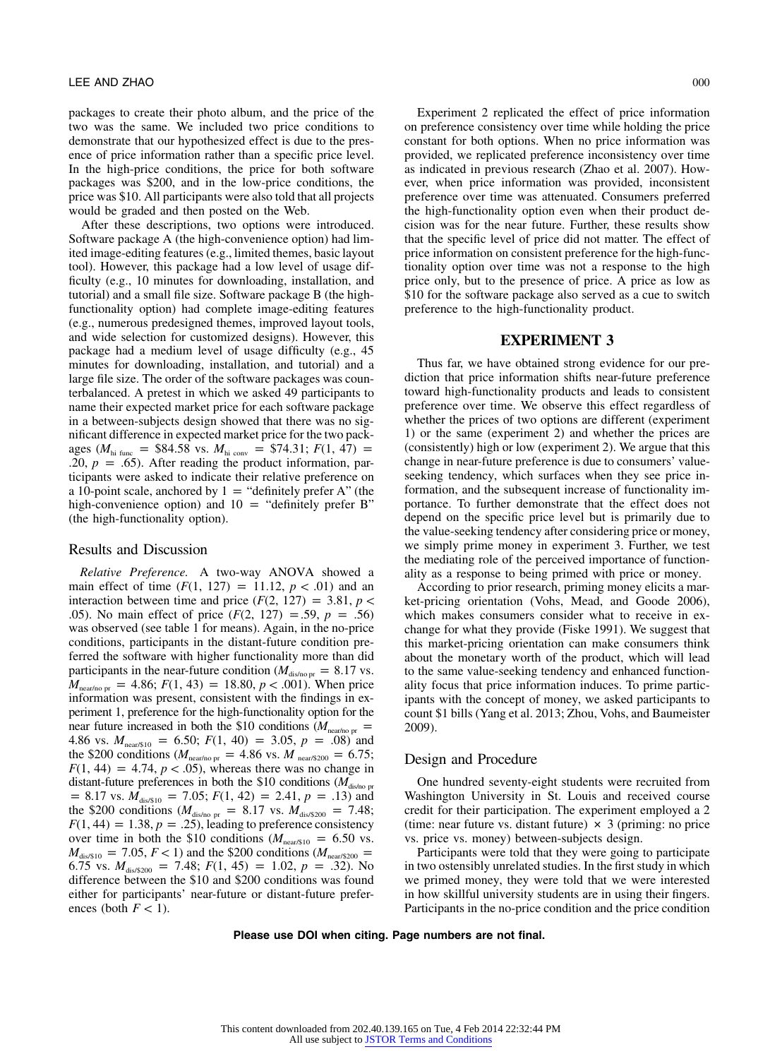packages to create their photo album, and the price of the two was the same. We included two price conditions to demonstrate that our hypothesized effect is due to the presence of price information rather than a specific price level. In the high-price conditions, the price for both software packages was \$200, and in the low-price conditions, the price was \$10. All participants were also told that all projects would be graded and then posted on the Web.

After these descriptions, two options were introduced. Software package A (the high-convenience option) had limited image-editing features (e.g., limited themes, basic layout tool). However, this package had a low level of usage difficulty (e.g., 10 minutes for downloading, installation, and tutorial) and a small file size. Software package B (the high-functionality option) had complete image-editing features (e.g., numerous predesigned themes, improved layout tools, and wide selection for customized designs). However, this package had a medium level of usage difficulty (e.g., 45 minutes for downloading, installation, and tutorial) and a large file size. The order of the software packages was counterbalanced. A pretest in which we asked 49 participants to name their expected market price for each software package in a between-subjects design showed that there was no significant difference in expected market price for the two packages ($M_{\text{hi func}}$ = \$84.58 vs. $M_{\text{hi conv}}$ = \$74.31; $F(1, 47) = .20$, $p = .65$). After reading the product information, participants were asked to indicate their relative preference on a 10-point scale, anchored by 1 = "definitely prefer A" (the high-convenience option) and 10 = "definitely prefer B" (the high-functionality option).

## Results and Discussion

*Relative Preference.* A two-way ANOVA showed a main effect of time ($F(1, 127) = 11.12$, $p < .01$) and an interaction between time and price ($F(2, 127) = 3.81$, $p < .05$). No main effect of price ($F(2, 127) = .59$, $p = .56$) was observed (see table 1 for means). Again, in the no-price conditions, participants in the distant-future condition preferred the software with higher functionality more than did participants in the near-future condition ($M_{\text{dis/no pr}} = 8.17$ vs. $M_{\text{near/no pr}} = 4.86$; $F(1, 43) = 18.80$, $p < .001$). When price information was present, consistent with the findings in experiment 1, preference for the high-functionality option for the near future increased in both the \$10 conditions ($M_{\text{near/no pr}} = 4.86$ vs. $M_{\text{near/\$10}} = 6.50$; $F(1, 40) = 3.05$, $p = .08$) and the \$200 conditions ($M_{\text{near/no pr}} = 4.86$ vs. $M_{\text{near/\$200}} = 6.75$; $F(1, 44) = 4.74$, $p < .05$), whereas there was no change in distant-future preferences in both the \$10 conditions ($M_{\text{dis/no pr}} = 8.17$ vs. $M_{\text{dis/\$10}} = 7.05$; $F(1, 42) = 2.41$, $p = .13$) and the \$200 conditions ($M_{\text{dis/no pr}} = 8.17$ vs. $M_{\text{dis/\$200}} = 7.48$; $F(1, 44) = 1.38$, $p = .25$), leading to preference consistency over time in both the \$10 conditions ($M_{\text{near/\$10}} = 6.50$ vs. $M_{\text{dis/\$10}} = 7.05$, $F < 1$) and the \$200 conditions ($M_{\text{near/\$200}} = 6.75$ vs. $M_{\text{dis/\$200}} = 7.48$; $F(1, 45) = 1.02$, $p = .32$). No difference between the \$10 and \$200 conditions was found either for participants' near-future or distant-future preferences (both $F < 1$).

Experiment 2 replicated the effect of price information on preference consistency over time while holding the price constant for both options. When no price information was provided, we replicated preference inconsistency over time as indicated in previous research (Zhao et al. 2007). However, when price information was provided, inconsistent preference over time was attenuated. Consumers preferred the high-functionality option even when their product decision was for the near future. Further, these results show that the specific level of price did not matter. The effect of price information on consistent preference for the high-functionality option over time was not a response to the high price only, but to the presence of price. A price as low as \$10 for the software package also served as a cue to switch preference to the high-functionality product.

# EXPERIMENT 3

Thus far, we have obtained strong evidence for our prediction that price information shifts near-future preference toward high-functionality products and leads to consistent preference over time. We observe this effect regardless of whether the prices of two options are different (experiment 1) or the same (experiment 2) and whether the prices are (consistently) high or low (experiment 2). We argue that this change in near-future preference is due to consumers' value-seeking tendency, which surfaces when they see price information, and the subsequent increase of functionality importance. To further demonstrate that the effect does not depend on the specific price level but is primarily due to the value-seeking tendency after considering price or money, we simply prime money in experiment 3. Further, we test the mediating role of the perceived importance of functionality as a response to being primed with price or money.

According to prior research, priming money elicits a market-pricing orientation (Vohs, Mead, and Goode 2006), which makes consumers consider what to receive in exchange for what they provide (Fiske 1991). We suggest that this market-pricing orientation can make consumers think about the monetary worth of the product, which will lead to the same value-seeking tendency and enhanced functionality focus that price information induces. To prime participants with the concept of money, we asked participants to count \$1 bills (Yang et al. 2013; Zhou, Vohs, and Baumeister 2009).

## Design and Procedure

One hundred seventy-eight students were recruited from Washington University in St. Louis and received course credit for their participation. The experiment employed a 2 (time: near future vs. distant future) × 3 (priming: no price vs. price vs. money) between-subjects design.

Participants were told that they were going to participate in two ostensibly unrelated studies. In the first study in which we primed money, they were told that we were interested in how skillful university students are in using their fingers. Participants in the no-price condition and the price condition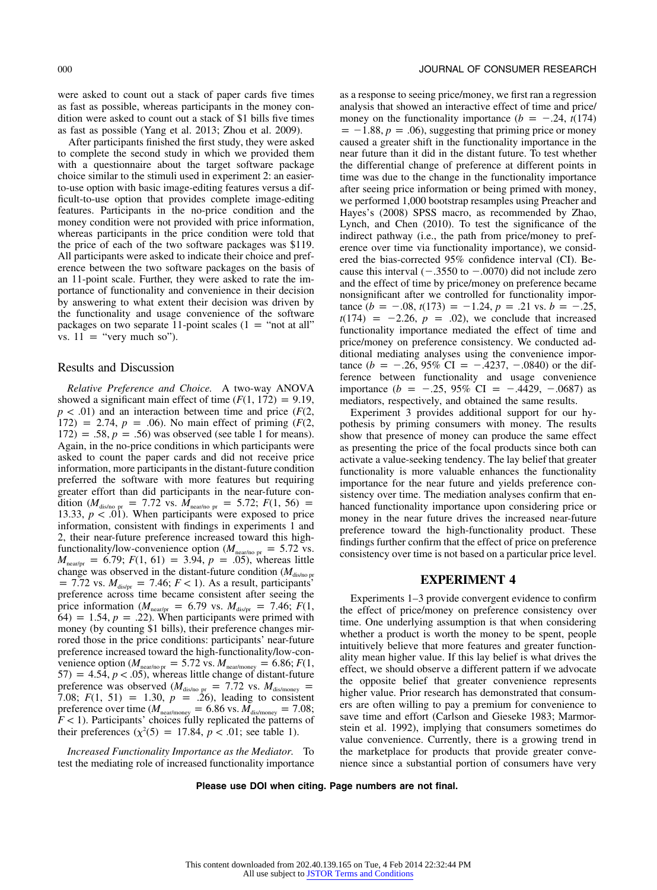were asked to count out a stack of paper cards five times as fast as possible, whereas participants in the money condition were asked to count out a stack of $1 bills five times as fast as possible (Yang et al. 2013; Zhou et al. 2009).

After participants finished the first study, they were asked to complete the second study in which we provided them with a questionnaire about the target software package choice similar to the stimuli used in experiment 2: an easier-to-use option with basic image-editing features versus a difficult-to-use option that provides complete image-editing features. Participants in the no-price condition and the money condition were not provided with price information, whereas participants in the price condition were told that the price of each of the two software packages was $119. All participants were asked to indicate their choice and preference between the two software packages on the basis of an 11-point scale. Further, they were asked to rate the importance of functionality and convenience in their decision by answering to what extent their decision was driven by the functionality and usage convenience of the software packages on two separate 11-point scales (1 = "not at all" vs. 11 = "very much so").

## Results and Discussion

*Relative Preference and Choice.* A two-way ANOVA showed a significant main effect of time ($F(1, 172) = 9.19$, $p < .01$) and an interaction between time and price ($F(2, 172) = 2.74$, $p = .06$). No main effect of priming ($F(2, 172) = .58$, $p = .56$) was observed (see table 1 for means). Again, in the no-price conditions in which participants were asked to count the paper cards and did not receive price information, more participants in the distant-future condition preferred the software with more features but requiring greater effort than did participants in the near-future condition ($M_{\text{dis/no pr}} = 7.72$ vs. $M_{\text{near/no pr}} = 5.72$; $F(1, 56) = 13.33$, $p < .01$). When participants were exposed to price information, consistent with findings in experiments 1 and 2, their near-future preference increased toward this high-functionality/low-convenience option ($M_{\text{near/no pr}} = 5.72$ vs. $M_{\text{near/pr}} = 6.79$; $F(1, 61) = 3.94$, $p = .05$), whereas little change was observed in the distant-future condition ($M_{\text{dis/no pr}} = 7.72$ vs. $M_{\text{dis/pr}} = 7.46$; $F < 1$). As a result, participants' preference across time became consistent after seeing the price information ($M_{\text{near/pr}} = 6.79$ vs. $M_{\text{dis/pr}} = 7.46$; $F(1, 64) = 1.54$, $p = .22$). When participants were primed with money (by counting $1 bills), their preference changes mirrored those in the price conditions: participants' near-future preference increased toward the high-functionality/low-convenience option ($M_{\text{near/no pr}} = 5.72$ vs. $M_{\text{near/money}} = 6.86$; $F(1, 57) = 4.54$, $p < .05$), whereas little change of distant-future preference was observed ($M_{\text{dis/no pr}} = 7.72$ vs. $M_{\text{dis/money}} = 7.08$; $F(1, 51) = 1.30$, $p = .26$), leading to consistent preference over time ($M_{\text{near/money}} = 6.86$ vs. $M_{\text{dis/money}} = 7.08$; $F < 1$). Participants' choices fully replicated the patterns of their preferences ($\chi^2(5) = 17.84$, $p < .01$; see table 1).

*Increased Functionality Importance as the Mediator.* To test the mediating role of increased functionality importance as a response to seeing price/money, we first ran a regression analysis that showed an interactive effect of time and price/money on the functionality importance ($b = -.24$, $t(174) = -1.88$, $p = .06$), suggesting that priming price or money caused a greater shift in the functionality importance in the near future than it did in the distant future. To test whether the differential change of preference at different points in time was due to the change in the functionality importance after seeing price information or being primed with money, we performed 1,000 bootstrap resamples using Preacher and Hayes's (2008) SPSS macro, as recommended by Zhao, Lynch, and Chen (2010). To test the significance of the indirect pathway (i.e., the path from price/money to preference over time via functionality importance), we considered the bias-corrected 95% confidence interval (CI). Because this interval ($-.3550$ to $-.0070$) did not include zero and the effect of time by price/money on preference became nonsignificant after we controlled for functionality importance ($b = -.08$, $t(173) = -1.24$, $p = .21$ vs. $b = -.25$, $t(174) = -2.26$, $p = .02$), we conclude that increased functionality importance mediated the effect of time and price/money on preference consistency. We conducted additional mediating analyses using the convenience importance ($b = -.26$, 95% CI $= -.4237$, $-.0840$) or the difference between functionality and usage convenience importance ($b = -.25$, 95% CI $= -.4429$, $-.0687$) as mediators, respectively, and obtained the same results.

Experiment 3 provides additional support for our hypothesis by priming consumers with money. The results show that presence of money can produce the same effect as presenting the price of the focal products since both can activate a value-seeking tendency. The lay belief that greater functionality is more valuable enhances the functionality importance for the near future and yields preference consistency over time. The mediation analyses confirm that enhanced functionality importance upon considering price or money in the near future drives the increased near-future preference toward the high-functionality product. These findings further confirm that the effect of price on preference consistency over time is not based on a particular price level.

## EXPERIMENT 4

Experiments 1–3 provide convergent evidence to confirm the effect of price/money on preference consistency over time. One underlying assumption is that when considering whether a product is worth the money to be spent, people intuitively believe that more features and greater functionality mean higher value. If this lay belief is what drives the effect, we should observe a different pattern if we advocate the opposite belief that greater convenience represents higher value. Prior research has demonstrated that consumers are often willing to pay a premium for convenience to save time and effort (Carlson and Gieseke 1983; Marmorstein et al. 1992), implying that consumers sometimes do value convenience. Currently, there is a growing trend in the marketplace for products that provide greater convenience since a substantial portion of consumers have very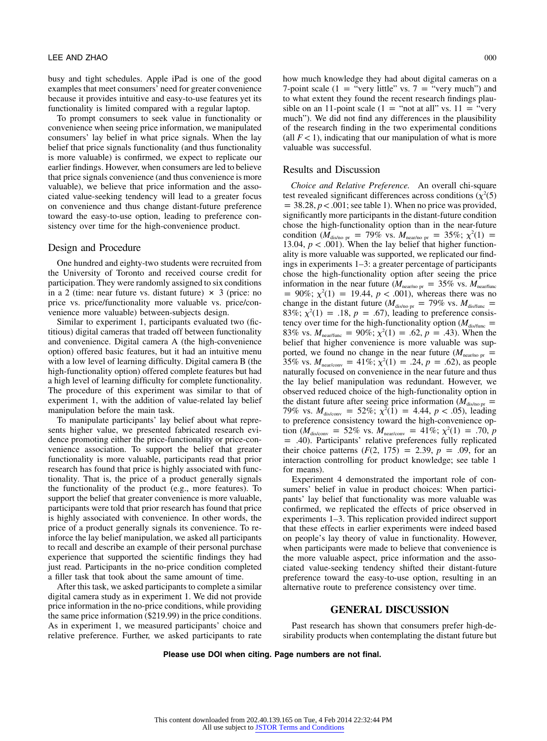busy and tight schedules. Apple iPad is one of the good examples that meet consumers' need for greater convenience because it provides intuitive and easy-to-use features yet its functionality is limited compared with a regular laptop.

To prompt consumers to seek value in functionality or convenience when seeing price information, we manipulated consumers' lay belief in what price signals. When the lay belief that price signals functionality (and thus functionality is more valuable) is confirmed, we expect to replicate our earlier findings. However, when consumers are led to believe that price signals convenience (and thus convenience is more valuable), we believe that price information and the associated value-seeking tendency will lead to a greater focus on convenience and thus change distant-future preference toward the easy-to-use option, leading to preference consistency over time for the high-convenience product.

## Design and Procedure

One hundred and eighty-two students were recruited from the University of Toronto and received course credit for participation. They were randomly assigned to six conditions in a 2 (time: near future vs. distant future) × 3 (price: no price vs. price/functionality more valuable vs. price/convenience more valuable) between-subjects design.

Similar to experiment 1, participants evaluated two (fictitious) digital cameras that traded off between functionality and convenience. Digital camera A (the high-convenience option) offered basic features, but it had an intuitive menu with a low level of learning difficulty. Digital camera B (the high-functionality option) offered complete features but had a high level of learning difficulty for complete functionality. The procedure of this experiment was similar to that of experiment 1, with the addition of value-related lay belief manipulation before the main task.

To manipulate participants' lay belief about what represents higher value, we presented fabricated research evidence promoting either the price-functionality or price-convenience association. To support the belief that greater functionality is more valuable, participants read that prior research has found that price is highly associated with functionality. That is, the price of a product generally signals the functionality of the product (e.g., more features). To support the belief that greater convenience is more valuable, participants were told that prior research has found that price is highly associated with convenience. In other words, the price of a product generally signals its convenience. To reinforce the lay belief manipulation, we asked all participants to recall and describe an example of their personal purchase experience that supported the scientific findings they had just read. Participants in the no-price condition completed a filler task that took about the same amount of time.

After this task, we asked participants to complete a similar digital camera study as in experiment 1. We did not provide price information in the no-price conditions, while providing the same price information ($219.99) in the price conditions. As in experiment 1, we measured participants' choice and relative preference. Further, we asked participants to rate how much knowledge they had about digital cameras on a 7-point scale (1 = "very little" vs. 7 = "very much") and to what extent they found the recent research findings plausible on an 11-point scale (1 = "not at all" vs. 11 = "very much"). We did not find any differences in the plausibility of the research finding in the two experimental conditions (all $F < 1$), indicating that our manipulation of what is more valuable was successful.

## Results and Discussion

*Choice and Relative Preference.* An overall chi-square test revealed significant differences across conditions ($\chi^2(5) = 38.28$, $p < .001$; see table 1). When no price was provided, significantly more participants in the distant-future condition chose the high-functionality option than in the near-future condition ($M_{\text{dis/no pr}} = 79\%$ vs. $M_{\text{near/no pr}} = 35\%$; $\chi^2(1) = 13.04$, $p < .001$). When the lay belief that higher functionality is more valuable was supported, we replicated our findings in experiments 1–3: a greater percentage of participants chose the high-functionality option after seeing the price information in the near future ($M_{\text{near/no pr}} = 35\%$ vs. $M_{\text{near/func}} = 90\%$; $\chi^2(1) = 19.44$, $p < .001$), whereas there was no change in the distant future ($M_{\text{dis/no pr}} = 79\%$ vs. $M_{\text{dis/func}} = 83\%$; $\chi^2(1) = .18$, $p = .67$), leading to preference consistency over time for the high-functionality option ($M_{\text{dis/func}} = 83\%$ vs. $M_{\text{near/func}} = 90\%$; $\chi^2(1) = .62$, $p = .43$). When the belief that higher convenience is more valuable was supported, we found no change in the near future ($M_{\text{near/no pr}} = 35\%$ vs. $M_{\text{near/conv}} = 41\%$; $\chi^2(1) = .24$, $p = .62$), as people naturally focused on convenience in the near future and thus the lay belief manipulation was redundant. However, we observed reduced choice of the high-functionality option in the distant future after seeing price information ($M_{\text{dis/no pr}} = 79\%$ vs. $M_{\text{dis/conv}} = 52\%$; $\chi^2(1) = 4.44$, $p < .05$), leading to preference consistency toward the high-convenience option ($M_{\text{dis/conv}} = 52\%$ vs. $M_{\text{near/conv}} = 41\%$; $\chi^2(1) = .70$, $p = .40$). Participants' relative preferences fully replicated their choice patterns ($F(2, 175) = 2.39$, $p = .09$, for an interaction controlling for product knowledge; see table 1 for means).

Experiment 4 demonstrated the important role of consumers' belief in value in product choices: When participants' lay belief that functionality was more valuable was confirmed, we replicated the effects of price observed in experiments 1–3. This replication provided indirect support that these effects in earlier experiments were indeed based on people's lay theory of value in functionality. However, when participants were made to believe that convenience is the more valuable aspect, price information and the associated value-seeking tendency shifted their distant-future preference toward the easy-to-use option, resulting in an alternative route to preference consistency over time.

## GENERAL DISCUSSION

Past research has shown that consumers prefer high-desirability products when contemplating the distant future but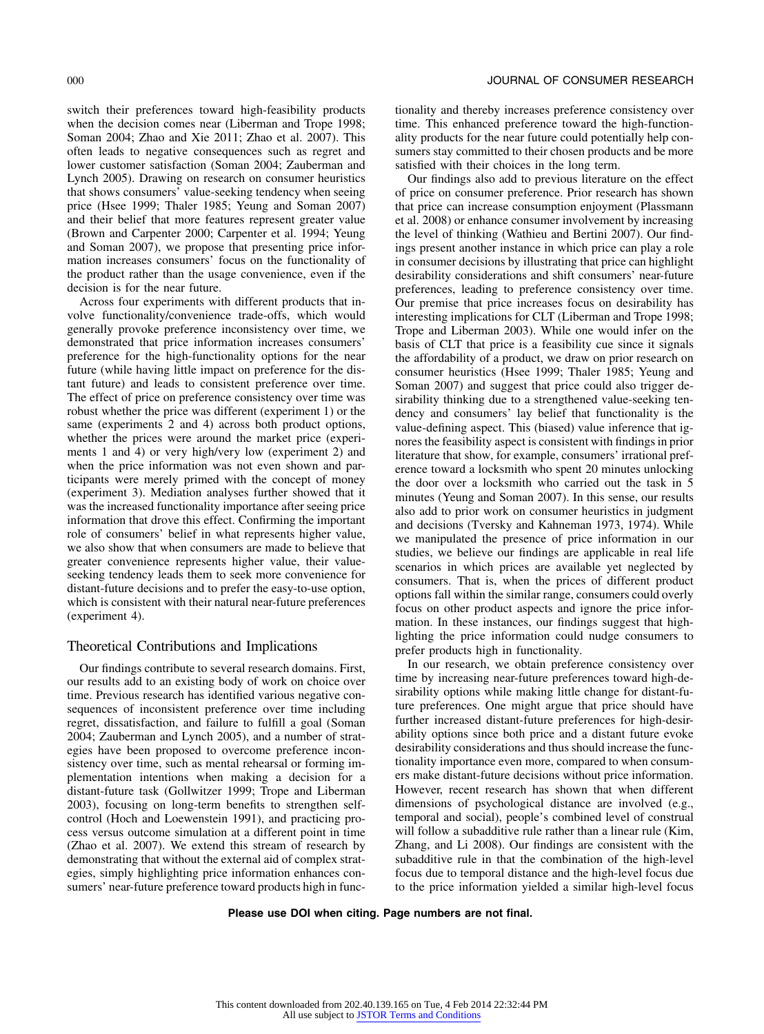switch their preferences toward high-feasibility products when the decision comes near (Liberman and Trope 1998; Soman 2004; Zhao and Xie 2011; Zhao et al. 2007). This often leads to negative consequences such as regret and lower customer satisfaction (Soman 2004; Zauberman and Lynch 2005). Drawing on research on consumer heuristics that shows consumers' value-seeking tendency when seeing price (Hsee 1999; Thaler 1985; Yeung and Soman 2007) and their belief that more features represent greater value (Brown and Carpenter 2000; Carpenter et al. 1994; Yeung and Soman 2007), we propose that presenting price information increases consumers' focus on the functionality of the product rather than the usage convenience, even if the decision is for the near future.

Across four experiments with different products that involve functionality/convenience trade-offs, which would generally provoke preference inconsistency over time, we demonstrated that price information increases consumers' preference for the high-functionality options for the near future (while having little impact on preference for the distant future) and leads to consistent preference over time. The effect of price on preference consistency over time was robust whether the price was different (experiment 1) or the same (experiments 2 and 4) across both product options, whether the prices were around the market price (experiments 1 and 4) or very high/very low (experiment 2) and when the price information was not even shown and participants were merely primed with the concept of money (experiment 3). Mediation analyses further showed that it was the increased functionality importance after seeing price information that drove this effect. Confirming the important role of consumers' belief in what represents higher value, we also show that when consumers are made to believe that greater convenience represents higher value, their value-seeking tendency leads them to seek more convenience for distant-future decisions and to prefer the easy-to-use option, which is consistent with their natural near-future preferences (experiment 4).

## Theoretical Contributions and Implications

Our findings contribute to several research domains. First, our results add to an existing body of work on choice over time. Previous research has identified various negative consequences of inconsistent preference over time including regret, dissatisfaction, and failure to fulfill a goal (Soman 2004; Zauberman and Lynch 2005), and a number of strategies have been proposed to overcome preference inconsistency over time, such as mental rehearsal or forming implementation intentions when making a decision for a distant-future task (Gollwitzer 1999; Trope and Liberman 2003), focusing on long-term benefits to strengthen self-control (Hoch and Loewenstein 1991), and practicing process versus outcome simulation at a different point in time (Zhao et al. 2007). We extend this stream of research by demonstrating that without the external aid of complex strategies, simply highlighting price information enhances consumers' near-future preference toward products high in functionality and thereby increases preference consistency over time. This enhanced preference toward the high-functionality products for the near future could potentially help consumers stay committed to their chosen products and be more satisfied with their choices in the long term.

Our findings also add to previous literature on the effect of price on consumer preference. Prior research has shown that price can increase consumption enjoyment (Plassmann et al. 2008) or enhance consumer involvement by increasing the level of thinking (Wathieu and Bertini 2007). Our findings present another instance in which price can play a role in consumer decisions by illustrating that price can highlight desirability considerations and shift consumers' near-future preferences, leading to preference consistency over time. Our premise that price increases focus on desirability has interesting implications for CLT (Liberman and Trope 1998; Trope and Liberman 2003). While one would infer on the basis of CLT that price is a feasibility cue since it signals the affordability of a product, we draw on prior research on consumer heuristics (Hsee 1999; Thaler 1985; Yeung and Soman 2007) and suggest that price could also trigger desirability thinking due to a strengthened value-seeking tendency and consumers' lay belief that functionality is the value-defining aspect. This (biased) value inference that ignores the feasibility aspect is consistent with findings in prior literature that show, for example, consumers' irrational preference toward a locksmith who spent 20 minutes unlocking the door over a locksmith who carried out the task in 5 minutes (Yeung and Soman 2007). In this sense, our results also add to prior work on consumer heuristics in judgment and decisions (Tversky and Kahneman 1973, 1974). While we manipulated the presence of price information in our studies, we believe our findings are applicable in real life scenarios in which prices are available yet neglected by consumers. That is, when the prices of different product options fall within the similar range, consumers could overly focus on other product aspects and ignore the price information. In these instances, our findings suggest that highlighting the price information could nudge consumers to prefer products high in functionality.

In our research, we obtain preference consistency over time by increasing near-future preferences toward high-desirability options while making little change for distant-future preferences. One might argue that price should have further increased distant-future preferences for high-desirability options since both price and a distant future evoke desirability considerations and thus should increase the functionality importance even more, compared to when consumers make distant-future decisions without price information. However, recent research has shown that when different dimensions of psychological distance are involved (e.g., temporal and social), people's combined level of construal will follow a subadditive rule rather than a linear rule (Kim, Zhang, and Li 2008). Our findings are consistent with the subadditive rule in that the combination of the high-level focus due to temporal distance and the high-level focus due to the price information yielded a similar high-level focus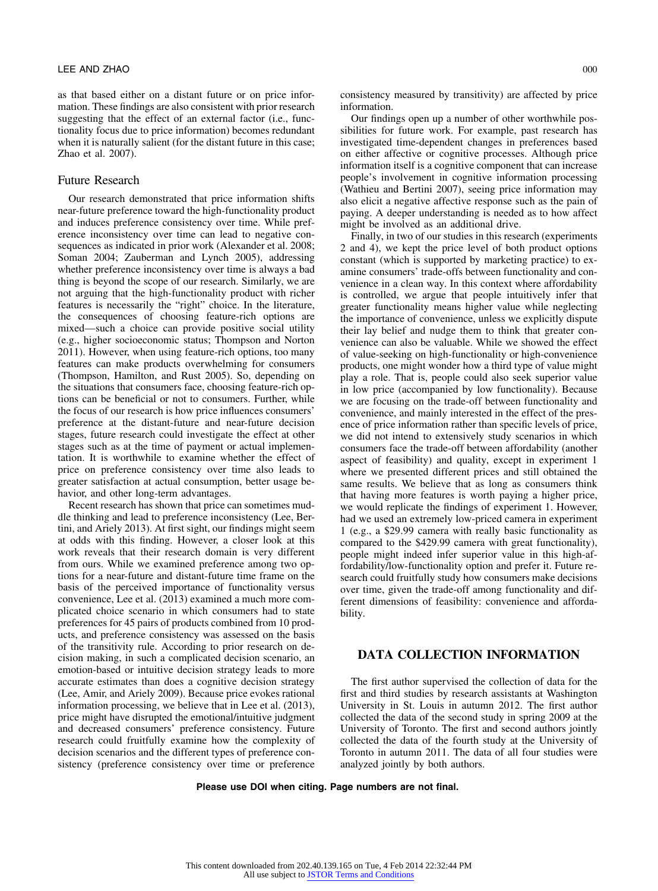as that based either on a distant future or on price information. These findings are also consistent with prior research suggesting that the effect of an external factor (i.e., functionality focus due to price information) becomes redundant when it is naturally salient (for the distant future in this case; Zhao et al. 2007).

## Future Research

Our research demonstrated that price information shifts near-future preference toward the high-functionality product and induces preference consistency over time. While preference inconsistency over time can lead to negative consequences as indicated in prior work (Alexander et al. 2008; Soman 2004; Zauberman and Lynch 2005), addressing whether preference inconsistency over time is always a bad thing is beyond the scope of our research. Similarly, we are not arguing that the high-functionality product with richer features is necessarily the "right" choice. In the literature, the consequences of choosing feature-rich options are mixed—such a choice can provide positive social utility (e.g., higher socioeconomic status; Thompson and Norton 2011). However, when using feature-rich options, too many features can make products overwhelming for consumers (Thompson, Hamilton, and Rust 2005). So, depending on the situations that consumers face, choosing feature-rich options can be beneficial or not to consumers. Further, while the focus of our research is how price influences consumers' preference at the distant-future and near-future decision stages, future research could investigate the effect at other stages such as at the time of payment or actual implementation. It is worthwhile to examine whether the effect of price on preference consistency over time also leads to greater satisfaction at actual consumption, better usage behavior, and other long-term advantages.

Recent research has shown that price can sometimes muddle thinking and lead to preference inconsistency (Lee, Bertini, and Ariely 2013). At first sight, our findings might seem at odds with this finding. However, a closer look at this work reveals that their research domain is very different from ours. While we examined preference among two options for a near-future and distant-future time frame on the basis of the perceived importance of functionality versus convenience, Lee et al. (2013) examined a much more complicated choice scenario in which consumers had to state preferences for 45 pairs of products combined from 10 products, and preference consistency was assessed on the basis of the transitivity rule. According to prior research on decision making, in such a complicated decision scenario, an emotion-based or intuitive decision strategy leads to more accurate estimates than does a cognitive decision strategy (Lee, Amir, and Ariely 2009). Because price evokes rational information processing, we believe that in Lee et al. (2013), price might have disrupted the emotional/intuitive judgment and decreased consumers' preference consistency. Future research could fruitfully examine how the complexity of decision scenarios and the different types of preference consistency (preference consistency over time or preference consistency measured by transitivity) are affected by price information.

Our findings open up a number of other worthwhile possibilities for future work. For example, past research has investigated time-dependent changes in preferences based on either affective or cognitive processes. Although price information itself is a cognitive component that can increase people's involvement in cognitive information processing (Wathieu and Bertini 2007), seeing price information may also elicit a negative affective response such as the pain of paying. A deeper understanding is needed as to how affect might be involved as an additional drive.

Finally, in two of our studies in this research (experiments 2 and 4), we kept the price level of both product options constant (which is supported by marketing practice) to examine consumers' trade-offs between functionality and convenience in a clean way. In this context where affordability is controlled, we argue that people intuitively infer that greater functionality means higher value while neglecting the importance of convenience, unless we explicitly dispute their lay belief and nudge them to think that greater convenience can also be valuable. While we showed the effect of value-seeking on high-functionality or high-convenience products, one might wonder how a third type of value might play a role. That is, people could also seek superior value in low price (accompanied by low functionality). Because we are focusing on the trade-off between functionality and convenience, and mainly interested in the effect of the presence of price information rather than specific levels of price, we did not intend to extensively study scenarios in which consumers face the trade-off between affordability (another aspect of feasibility) and quality, except in experiment 1 where we presented different prices and still obtained the same results. We believe that as long as consumers think that having more features is worth paying a higher price, we would replicate the findings of experiment 1. However, had we used an extremely low-priced camera in experiment 1 (e.g., a $29.99 camera with really basic functionality as compared to the $429.99 camera with great functionality), people might indeed infer superior value in this high-affordability/low-functionality option and prefer it. Future research could fruitfully study how consumers make decisions over time, given the trade-off among functionality and different dimensions of feasibility: convenience and affordability.

## DATA COLLECTION INFORMATION

The first author supervised the collection of data for the first and third studies by research assistants at Washington University in St. Louis in autumn 2012. The first author collected the data of the second study in spring 2009 at the University of Toronto. The first and second authors jointly collected the data of the fourth study at the University of Toronto in autumn 2011. The data of all four studies were analyzed jointly by both authors.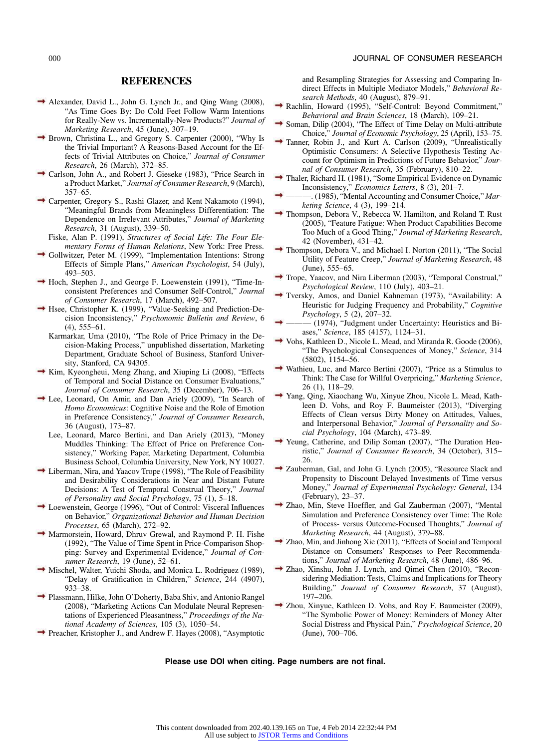## REFERENCES

Alexander, David L., John G. Lynch Jr., and Qing Wang (2008), "As Time Goes By: Do Cold Feet Follow Warm Intentions for Really-New vs. Incrementally-New Products?" *Journal of Marketing Research*, 45 (June), 307–19.

Brown, Christina L., and Gregory S. Carpenter (2000), "Why Is the Trivial Important? A Reasons-Based Account for the Effects of Trivial Attributes on Choice," *Journal of Consumer Research*, 26 (March), 372–85.

Carlson, John A., and Robert J. Gieseke (1983), "Price Search in a Product Market," *Journal of Consumer Research*, 9 (March), 357–65.

Carpenter, Gregory S., Rashi Glazer, and Kent Nakamoto (1994), "Meaningful Brands from Meaningless Differentiation: The Dependence on Irrelevant Attributes," *Journal of Marketing Research*, 31 (August), 339–50.

Fiske, Alan P. (1991), *Structures of Social Life: The Four Elementary Forms of Human Relations*, New York: Free Press.

Gollwitzer, Peter M. (1999), "Implementation Intentions: Strong Effects of Simple Plans," *American Psychologist*, 54 (July), 493–503.

Hoch, Stephen J., and George F. Loewenstein (1991), "Time-Inconsistent Preferences and Consumer Self-Control," *Journal of Consumer Research*, 17 (March), 492–507.

Hsee, Christopher K. (1999), "Value-Seeking and Prediction-Decision Inconsistency," *Psychonomic Bulletin and Review*, 6 (4), 555–61.

Karmarkar, Uma (2010), "The Role of Price Primacy in the Decision-Making Process," unpublished dissertation, Marketing Department, Graduate School of Business, Stanford University, Stanford, CA 94305.

Kim, Kyeongheui, Meng Zhang, and Xiuping Li (2008), "Effects of Temporal and Social Distance on Consumer Evaluations," *Journal of Consumer Research*, 35 (December), 706–13.

Lee, Leonard, On Amir, and Dan Ariely (2009), "In Search of *Homo Economicus*: Cognitive Noise and the Role of Emotion in Preference Consistency," *Journal of Consumer Research*, 36 (August), 173–87.

Lee, Leonard, Marco Bertini, and Dan Ariely (2013), "Money Muddles Thinking: The Effect of Price on Preference Consistency," Working Paper, Marketing Department, Columbia Business School, Columbia University, New York, NY 10027.

Liberman, Nira, and Yaacov Trope (1998), "The Role of Feasibility and Desirability Considerations in Near and Distant Future Decisions: A Test of Temporal Construal Theory," *Journal of Personality and Social Psychology*, 75 (1), 5–18.

Loewenstein, George (1996), "Out of Control: Visceral Influences on Behavior," *Organizational Behavior and Human Decision Processes*, 65 (March), 272–92.

Marmorstein, Howard, Dhruv Grewal, and Raymond P. H. Fishe (1992), "The Value of Time Spent in Price-Comparison Shopping: Survey and Experimental Evidence," *Journal of Consumer Research*, 19 (June), 52–61.

Mischel, Walter, Yuichi Shoda, and Monica L. Rodriguez (1989), "Delay of Gratification in Children," *Science*, 244 (4907), 933–38.

Plassmann, Hilke, John O'Doherty, Baba Shiv, and Antonio Rangel (2008), "Marketing Actions Can Modulate Neural Representations of Experienced Pleasantness," *Proceedings of the National Academy of Sciences*, 105 (3), 1050–54.

Preacher, Kristopher J., and Andrew F. Hayes (2008), "Asymptotic and Resampling Strategies for Assessing and Comparing Indirect Effects in Multiple Mediator Models," *Behavioral Research Methods*, 40 (August), 879–91.

Rachlin, Howard (1995), "Self-Control: Beyond Commitment," *Behavioral and Brain Sciences*, 18 (March), 109–21.

Soman, Dilip (2004), "The Effect of Time Delay on Multi-attribute Choice," *Journal of Economic Psychology*, 25 (April), 153–75.

Tanner, Robin J., and Kurt A. Carlson (2009), "Unrealistically Optimistic Consumers: A Selective Hypothesis Testing Account for Optimism in Predictions of Future Behavior," *Journal of Consumer Research*, 35 (February), 810–22.

Thaler, Richard H. (1981), "Some Empirical Evidence on Dynamic Inconsistency," *Economics Letters*, 8 (3), 201–7.

———. (1985), "Mental Accounting and Consumer Choice," *Marketing Science*, 4 (3), 199–214.

Thompson, Debora V., Rebecca W. Hamilton, and Roland T. Rust (2005), "Feature Fatigue: When Product Capabilities Become Too Much of a Good Thing," *Journal of Marketing Research*, 42 (November), 431–42.

Thompson, Debora V., and Michael I. Norton (2011), "The Social Utility of Feature Creep," *Journal of Marketing Research*, 48 (June), 555–65.

Trope, Yaacov, and Nira Liberman (2003), "Temporal Construal," *Psychological Review*, 110 (July), 403–21.

Tversky, Amos, and Daniel Kahneman (1973), "Availability: A Heuristic for Judging Frequency and Probability," *Cognitive Psychology*, 5 (2), 207–32.

——— (1974), "Judgment under Uncertainty: Heuristics and Biases," *Science*, 185 (4157), 1124–31.

Vohs, Kathleen D., Nicole L. Mead, and Miranda R. Goode (2006), "The Psychological Consequences of Money," *Science*, 314 (5802), 1154–56.

Wathieu, Luc, and Marco Bertini (2007), "Price as a Stimulus to Think: The Case for Willful Overpricing," *Marketing Science*, 26 (1), 118–29.

Yang, Qing, Xiaochang Wu, Xinyue Zhou, Nicole L. Mead, Kathleen D. Vohs, and Roy F. Baumeister (2013), "Diverging Effects of Clean versus Dirty Money on Attitudes, Values, and Interpersonal Behavior," *Journal of Personality and Social Psychology*, 104 (March), 473–89.

Yeung, Catherine, and Dilip Soman (2007), "The Duration Heuristic," *Journal of Consumer Research*, 34 (October), 315–26.

Zauberman, Gal, and John G. Lynch (2005), "Resource Slack and Propensity to Discount Delayed Investments of Time versus Money," *Journal of Experimental Psychology: General*, 134 (February), 23–37.

Zhao, Min, Steve Hoeffler, and Gal Zauberman (2007), "Mental Simulation and Preference Consistency over Time: The Role of Process- versus Outcome-Focused Thoughts," *Journal of Marketing Research*, 44 (August), 379–88.

Zhao, Min, and Jinhong Xie (2011), "Effects of Social and Temporal Distance on Consumers' Responses to Peer Recommendations," *Journal of Marketing Research*, 48 (June), 486–96.

Zhao, Xinshu, John J. Lynch, and Qimei Chen (2010), "Reconsidering Mediation: Tests, Claims and Implications for Theory Building," *Journal of Consumer Research*, 37 (August), 197–206.

Zhou, Xinyue, Kathleen D. Vohs, and Roy F. Baumeister (2009), "The Symbolic Power of Money: Reminders of Money Alter Social Distress and Physical Pain," *Psychological Science*, 20 (June), 700–706.

**Please use DOI when citing. Page numbers are not final.**